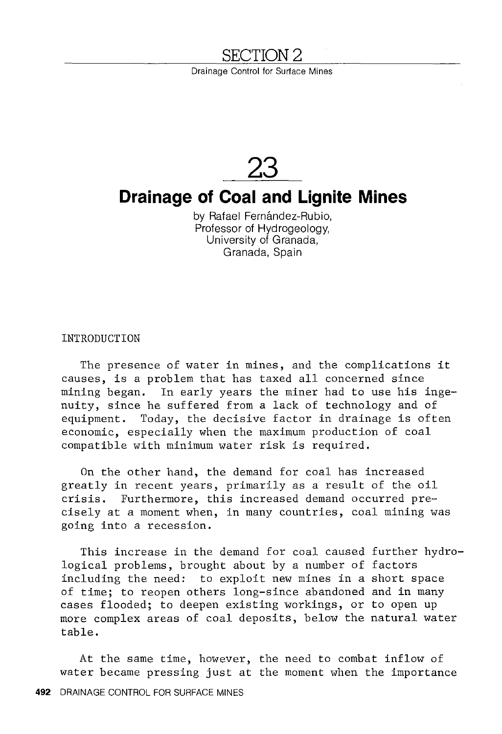SECTION 2

Drainage Control for Surface Mines

# 23

# Drainage of Coal and Lignite Mines

by Rafael Fernández-Rubio,
Professor of Hydrogeology,
University of Granada,
Granada, Spain

## INTRODUCTION

The presence of water in mines, and the complications it causes, is a problem that has taxed all concerned since mining began. In early years the miner had to use his ingenuity, since he suffered from a lack of technology and of equipment. Today, the decisive factor in drainage is often economic, especially when the maximum production of coal compatible with minimum water risk is required.

On the other hand, the demand for coal has increased greatly in recent years, primarily as a result of the oil crisis. Furthermore, this increased demand occurred precisely at a moment when, in many countries, coal mining was going into a recession.

This increase in the demand for coal caused further hydrological problems, brought about by a number of factors including the need: to exploit new mines in a short space of time; to reopen others long-since abandoned and in many cases flooded; to deepen existing workings, or to open up more complex areas of coal deposits, below the natural water table.

At the same time, however, the need to combat inflow of water became pressing just at the moment when the importance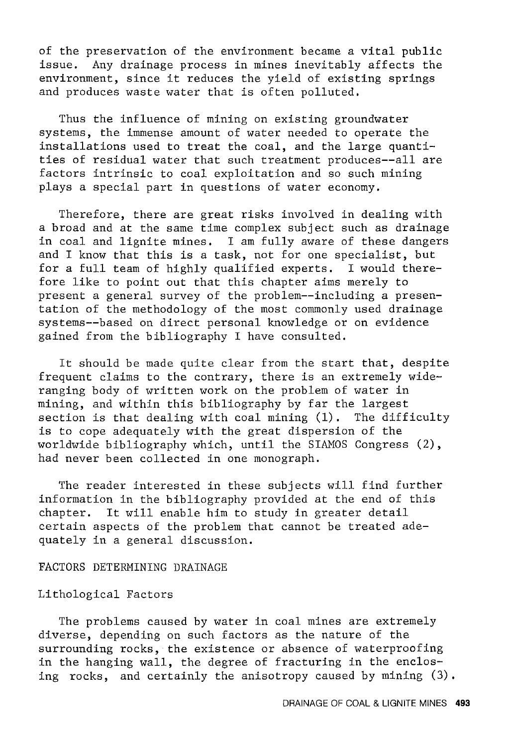of the preservation of the environment became a vital public issue. Any drainage process in mines inevitably affects the environment, since it reduces the yield of existing springs and produces waste water that is often polluted.

Thus the influence of mining on existing groundwater systems, the immense amount of water needed to operate the installations used to treat the coal, and the large quantities of residual water that such treatment produces--all are factors intrinsic to coal exploitation and so such mining plays a special part in questions of water economy.

Therefore, there are great risks involved in dealing with a broad and at the same time complex subject such as drainage in coal and lignite mines. I am fully aware of these dangers and I know that this is a task, not for one specialist, but for a full team of highly qualified experts. I would therefore like to point out that this chapter aims merely to present a general survey of the problem--including a presentation of the methodology of the most commonly used drainage systems--based on direct personal knowledge or on evidence gained from the bibliography I have consulted.

It should be made quite clear from the start that, despite frequent claims to the contrary, there is an extremely wide-ranging body of written work on the problem of water in mining, and within this bibliography by far the largest section is that dealing with coal mining (1). The difficulty is to cope adequately with the great dispersion of the worldwide bibliography which, until the SIAMOS Congress (2), had never been collected in one monograph.

The reader interested in these subjects will find further information in the bibliography provided at the end of this chapter. It will enable him to study in greater detail certain aspects of the problem that cannot be treated adequately in a general discussion.

## FACTORS DETERMINING DRAINAGE

### Lithological Factors

The problems caused by water in coal mines are extremely diverse, depending on such factors as the nature of the surrounding rocks, the existence or absence of waterproofing in the hanging wall, the degree of fracturing in the enclosing rocks, and certainly the anisotropy caused by mining (3).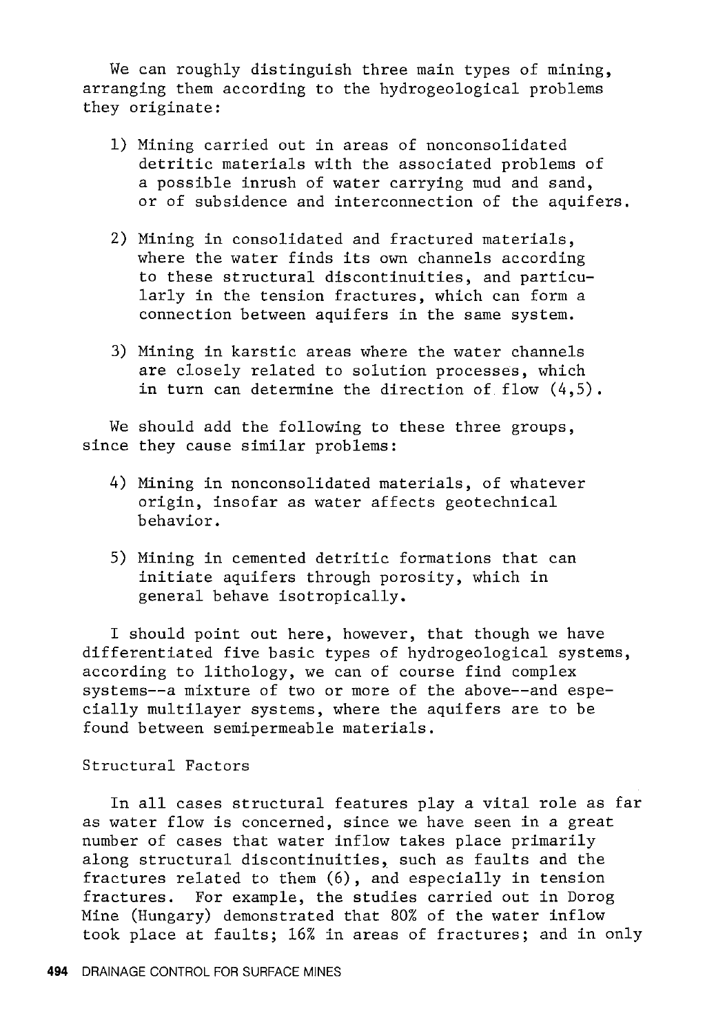We can roughly distinguish three main types of mining, arranging them according to the hydrogeological problems they originate:

1) Mining carried out in areas of nonconsolidated detritic materials with the associated problems of a possible inrush of water carrying mud and sand, or of subsidence and interconnection of the aquifers.

2) Mining in consolidated and fractured materials, where the water finds its own channels according to these structural discontinuities, and particularly in the tension fractures, which can form a connection between aquifers in the same system.

3) Mining in karstic areas where the water channels are closely related to solution processes, which in turn can determine the direction of flow (4,5).

We should add the following to these three groups, since they cause similar problems:

4) Mining in nonconsolidated materials, of whatever origin, insofar as water affects geotechnical behavior.

5) Mining in cemented detritic formations that can initiate aquifers through porosity, which in general behave isotropically.

I should point out here, however, that though we have differentiated five basic types of hydrogeological systems, according to lithology, we can of course find complex systems--a mixture of two or more of the above--and especially multilayer systems, where the aquifers are to be found between semipermeable materials.

## Structural Factors

In all cases structural features play a vital role as far as water flow is concerned, since we have seen in a great number of cases that water inflow takes place primarily along structural discontinuities, such as faults and the fractures related to them (6), and especially in tension fractures. For example, the studies carried out in Dorog Mine (Hungary) demonstrated that 80% of the water inflow took place at faults; 16% in areas of fractures; and in only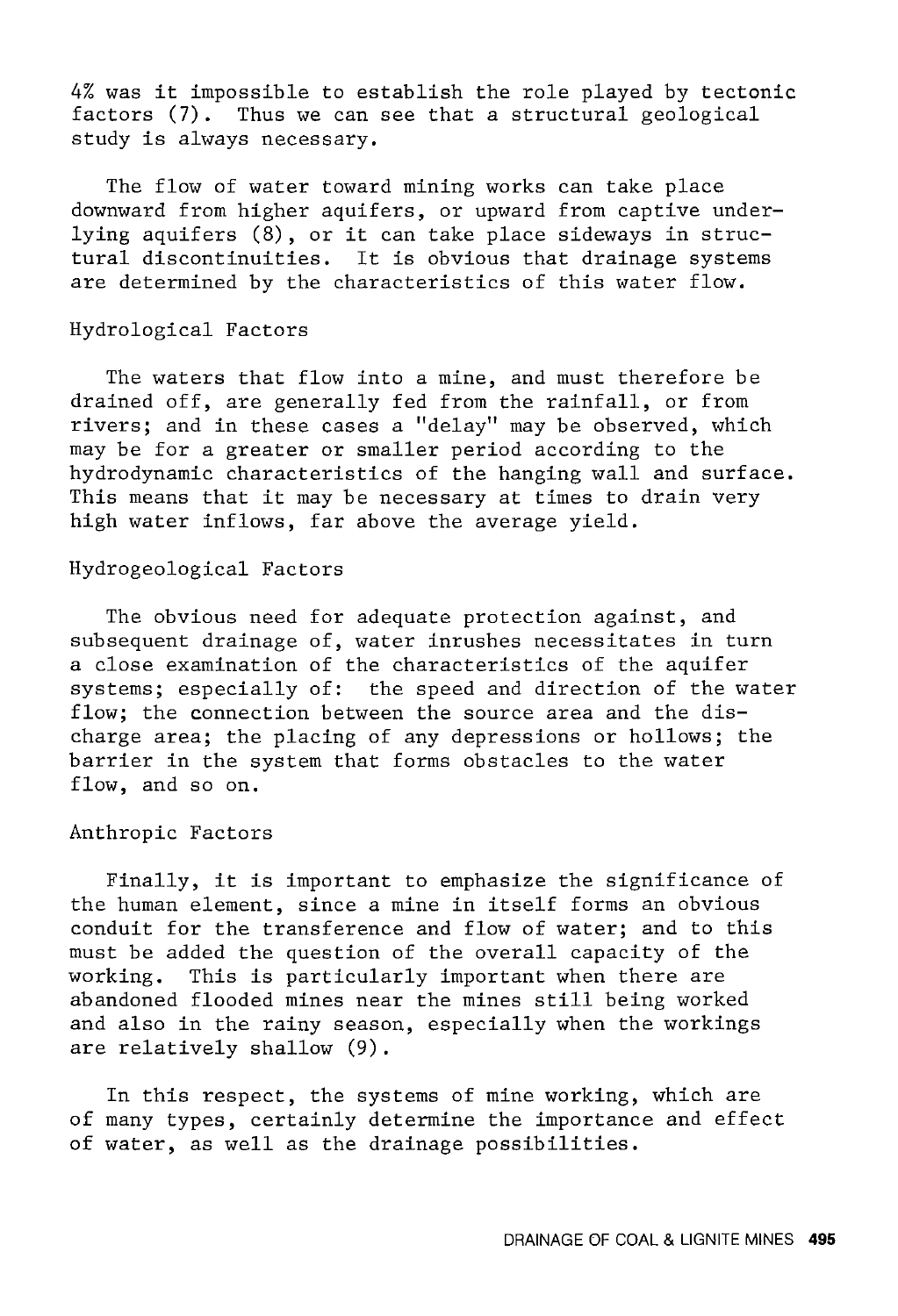4% was it impossible to establish the role played by tectonic factors (7). Thus we can see that a structural geological study is always necessary.

The flow of water toward mining works can take place downward from higher aquifers, or upward from captive underlying aquifers (8), or it can take place sideways in structural discontinuities. It is obvious that drainage systems are determined by the characteristics of this water flow.

### Hydrological Factors

The waters that flow into a mine, and must therefore be drained off, are generally fed from the rainfall, or from rivers; and in these cases a "delay" may be observed, which may be for a greater or smaller period according to the hydrodynamic characteristics of the hanging wall and surface. This means that it may be necessary at times to drain very high water inflows, far above the average yield.

### Hydrogeological Factors

The obvious need for adequate protection against, and subsequent drainage of, water inrushes necessitates in turn a close examination of the characteristics of the aquifer systems; especially of: the speed and direction of the water flow; the connection between the source area and the discharge area; the placing of any depressions or hollows; the barrier in the system that forms obstacles to the water flow, and so on.

### Anthropic Factors

Finally, it is important to emphasize the significance of the human element, since a mine in itself forms an obvious conduit for the transference and flow of water; and to this must be added the question of the overall capacity of the working. This is particularly important when there are abandoned flooded mines near the mines still being worked and also in the rainy season, especially when the workings are relatively shallow (9).

In this respect, the systems of mine working, which are of many types, certainly determine the importance and effect of water, as well as the drainage possibilities.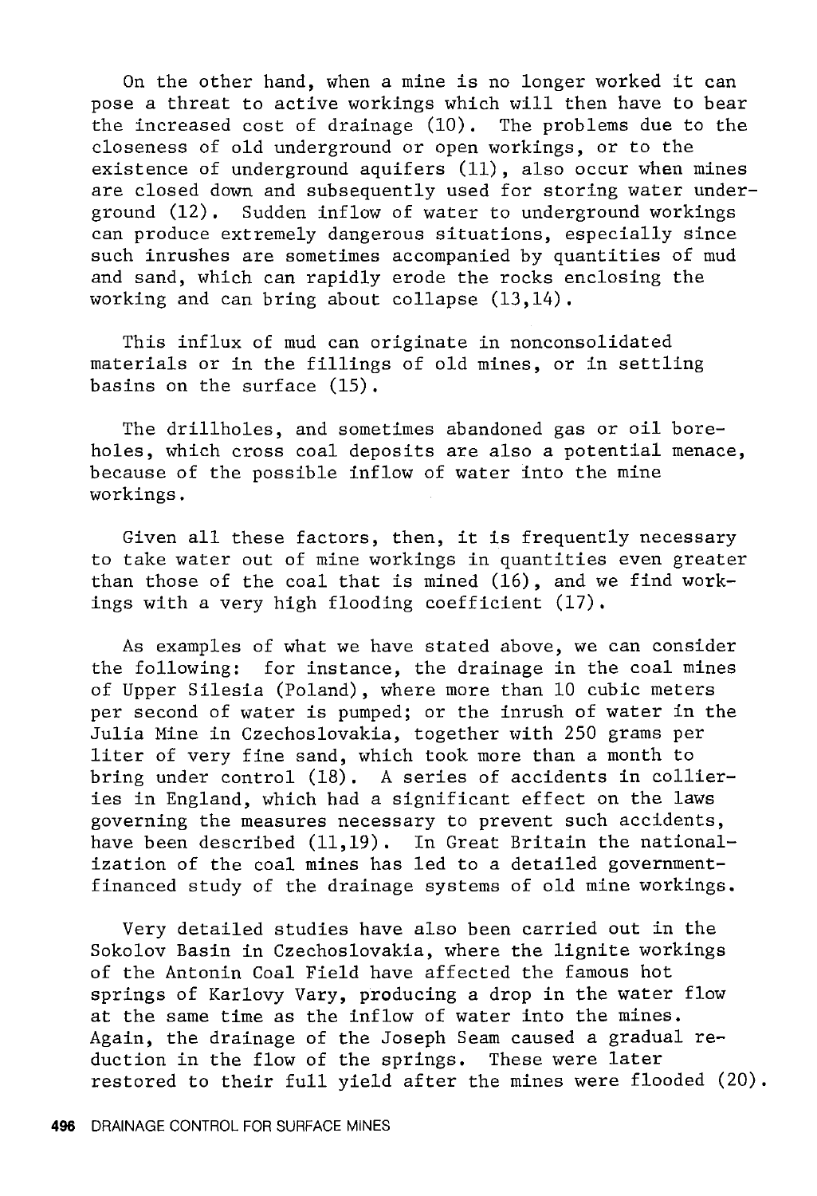On the other hand, when a mine is no longer worked it can pose a threat to active workings which will then have to bear the increased cost of drainage (10). The problems due to the closeness of old underground or open workings, or to the existence of underground aquifers (11), also occur when mines are closed down and subsequently used for storing water underground (12). Sudden inflow of water to underground workings can produce extremely dangerous situations, especially since such inrushes are sometimes accompanied by quantities of mud and sand, which can rapidly erode the rocks enclosing the working and can bring about collapse (13,14).

This influx of mud can originate in nonconsolidated materials or in the fillings of old mines, or in settling basins on the surface (15).

The drillholes, and sometimes abandoned gas or oil boreholes, which cross coal deposits are also a potential menace, because of the possible inflow of water into the mine workings.

Given all these factors, then, it is frequently necessary to take water out of mine workings in quantities even greater than those of the coal that is mined (16), and we find workings with a very high flooding coefficient (17).

As examples of what we have stated above, we can consider the following: for instance, the drainage in the coal mines of Upper Silesia (Poland), where more than 10 cubic meters per second of water is pumped; or the inrush of water in the Julia Mine in Czechoslovakia, together with 250 grams per liter of very fine sand, which took more than a month to bring under control (18). A series of accidents in collieries in England, which had a significant effect on the laws governing the measures necessary to prevent such accidents, have been described (11,19). In Great Britain the nationalization of the coal mines has led to a detailed government-financed study of the drainage systems of old mine workings.

Very detailed studies have also been carried out in the Sokolov Basin in Czechoslovakia, where the lignite workings of the Antonin Coal Field have affected the famous hot springs of Karlovy Vary, producing a drop in the water flow at the same time as the inflow of water into the mines. Again, the drainage of the Joseph Seam caused a gradual reduction in the flow of the springs. These were later restored to their full yield after the mines were flooded (20).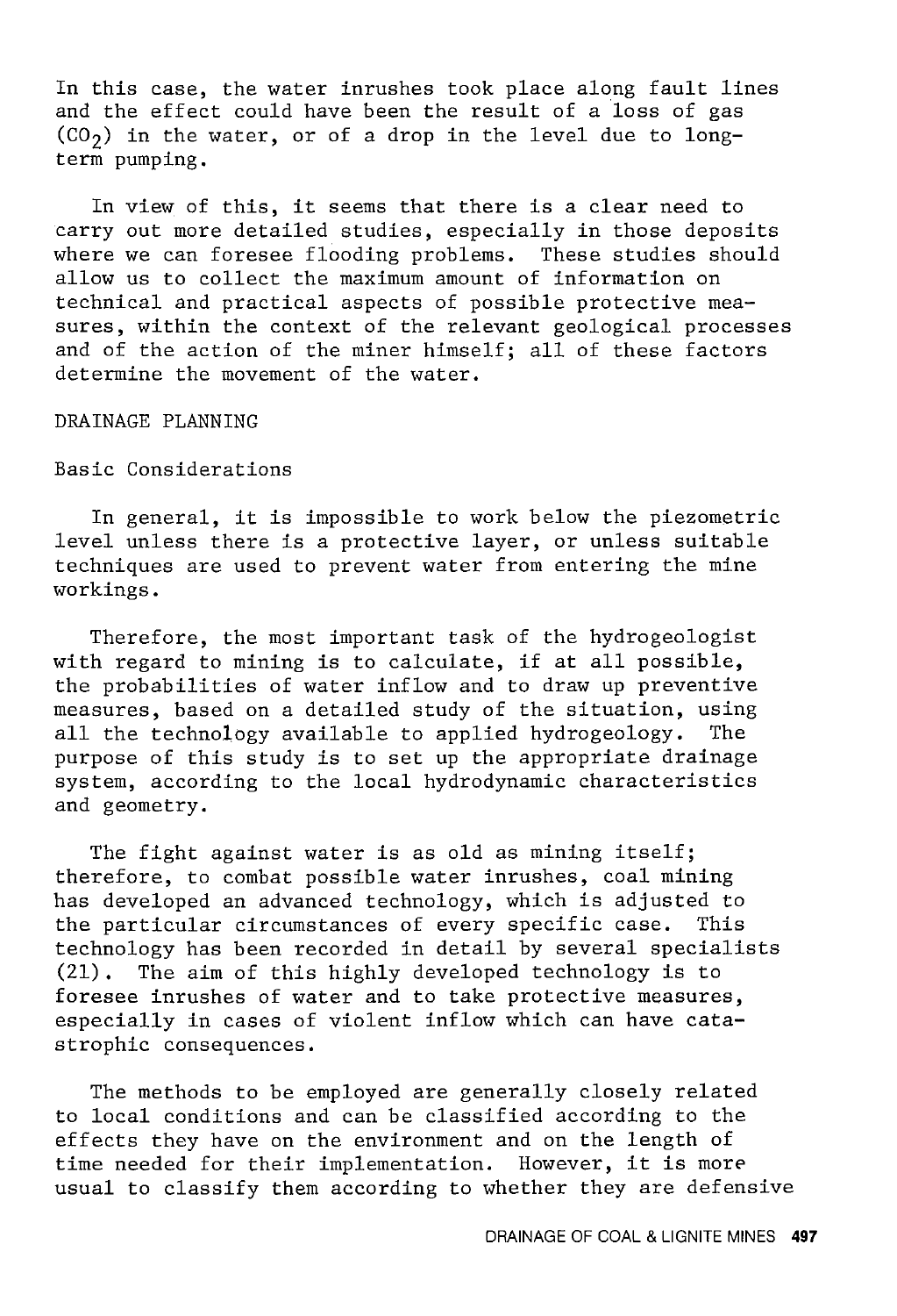In this case, the water inrushes took place along fault lines and the effect could have been the result of a loss of gas ($CO_2$) in the water, or of a drop in the level due to long-term pumping.

In view of this, it seems that there is a clear need to carry out more detailed studies, especially in those deposits where we can foresee flooding problems. These studies should allow us to collect the maximum amount of information on technical and practical aspects of possible protective measures, within the context of the relevant geological processes and of the action of the miner himself; all of these factors determine the movement of the water.

## DRAINAGE PLANNING

### Basic Considerations

In general, it is impossible to work below the piezometric level unless there is a protective layer, or unless suitable techniques are used to prevent water from entering the mine workings.

Therefore, the most important task of the hydrogeologist with regard to mining is to calculate, if at all possible, the probabilities of water inflow and to draw up preventive measures, based on a detailed study of the situation, using all the technology available to applied hydrogeology. The purpose of this study is to set up the appropriate drainage system, according to the local hydrodynamic characteristics and geometry.

The fight against water is as old as mining itself; therefore, to combat possible water inrushes, coal mining has developed an advanced technology, which is adjusted to the particular circumstances of every specific case. This technology has been recorded in detail by several specialists (21). The aim of this highly developed technology is to foresee inrushes of water and to take protective measures, especially in cases of violent inflow which can have catastrophic consequences.

The methods to be employed are generally closely related to local conditions and can be classified according to the effects they have on the environment and on the length of time needed for their implementation. However, it is more usual to classify them according to whether they are defensive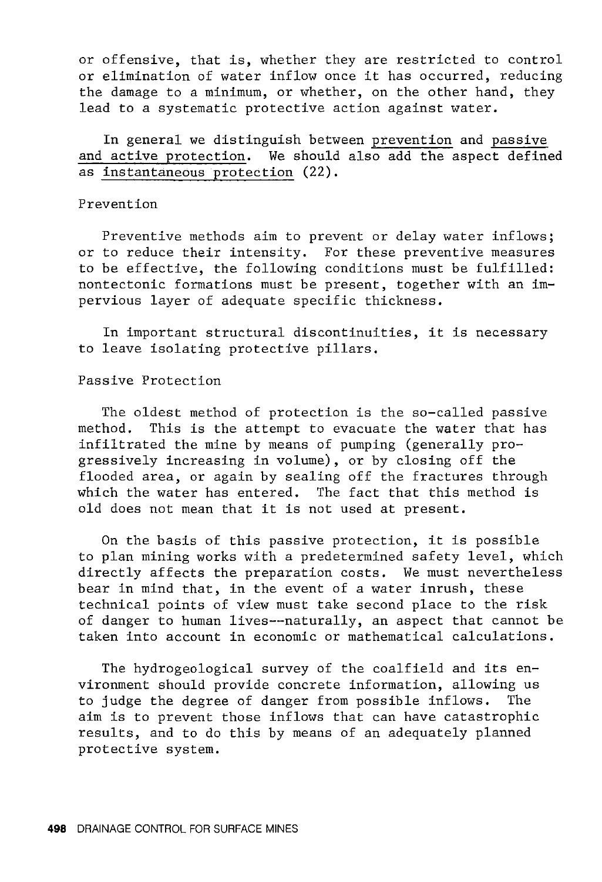or offensive, that is, whether they are restricted to control or elimination of water inflow once it has occurred, reducing the damage to a minimum, or whether, on the other hand, they lead to a systematic protective action against water.

In general we distinguish between prevention and passive and active protection. We should also add the aspect defined as instantaneous protection (22).

### Prevention

Preventive methods aim to prevent or delay water inflows; or to reduce their intensity. For these preventive measures to be effective, the following conditions must be fulfilled: nontectonic formations must be present, together with an impervious layer of adequate specific thickness.

In important structural discontinuities, it is necessary to leave isolating protective pillars.

### Passive Protection

The oldest method of protection is the so-called passive method. This is the attempt to evacuate the water that has infiltrated the mine by means of pumping (generally progressively increasing in volume), or by closing off the flooded area, or again by sealing off the fractures through which the water has entered. The fact that this method is old does not mean that it is not used at present.

On the basis of this passive protection, it is possible to plan mining works with a predetermined safety level, which directly affects the preparation costs. We must nevertheless bear in mind that, in the event of a water inrush, these technical points of view must take second place to the risk of danger to human lives--naturally, an aspect that cannot be taken into account in economic or mathematical calculations.

The hydrogeological survey of the coalfield and its environment should provide concrete information, allowing us to judge the degree of danger from possible inflows. The aim is to prevent those inflows that can have catastrophic results, and to do this by means of an adequately planned protective system.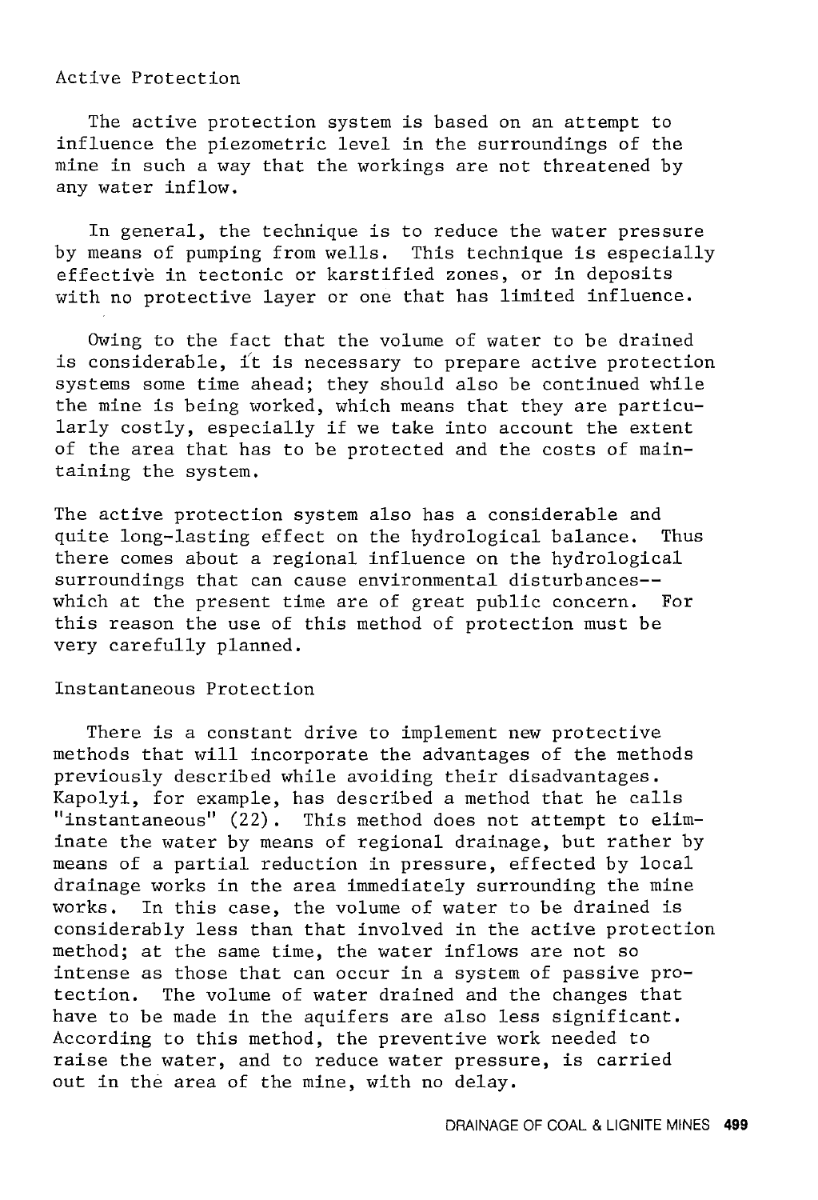### Active Protection

The active protection system is based on an attempt to influence the piezometric level in the surroundings of the mine in such a way that the workings are not threatened by any water inflow.

In general, the technique is to reduce the water pressure by means of pumping from wells. This technique is especially effective in tectonic or karstified zones, or in deposits with no protective layer or one that has limited influence.

Owing to the fact that the volume of water to be drained is considerable, it is necessary to prepare active protection systems some time ahead; they should also be continued while the mine is being worked, which means that they are particularly costly, especially if we take into account the extent of the area that has to be protected and the costs of maintaining the system.

The active protection system also has a considerable and quite long-lasting effect on the hydrological balance. Thus there comes about a regional influence on the hydrological surroundings that can cause environmental disturbances--which at the present time are of great public concern. For this reason the use of this method of protection must be very carefully planned.

### Instantaneous Protection

There is a constant drive to implement new protective methods that will incorporate the advantages of the methods previously described while avoiding their disadvantages. Kapolyi, for example, has described a method that he calls "instantaneous" (22). This method does not attempt to eliminate the water by means of regional drainage, but rather by means of a partial reduction in pressure, effected by local drainage works in the area immediately surrounding the mine works. In this case, the volume of water to be drained is considerably less than that involved in the active protection method; at the same time, the water inflows are not so intense as those that can occur in a system of passive protection. The volume of water drained and the changes that have to be made in the aquifers are also less significant. According to this method, the preventive work needed to raise the water, and to reduce water pressure, is carried out in the area of the mine, with no delay.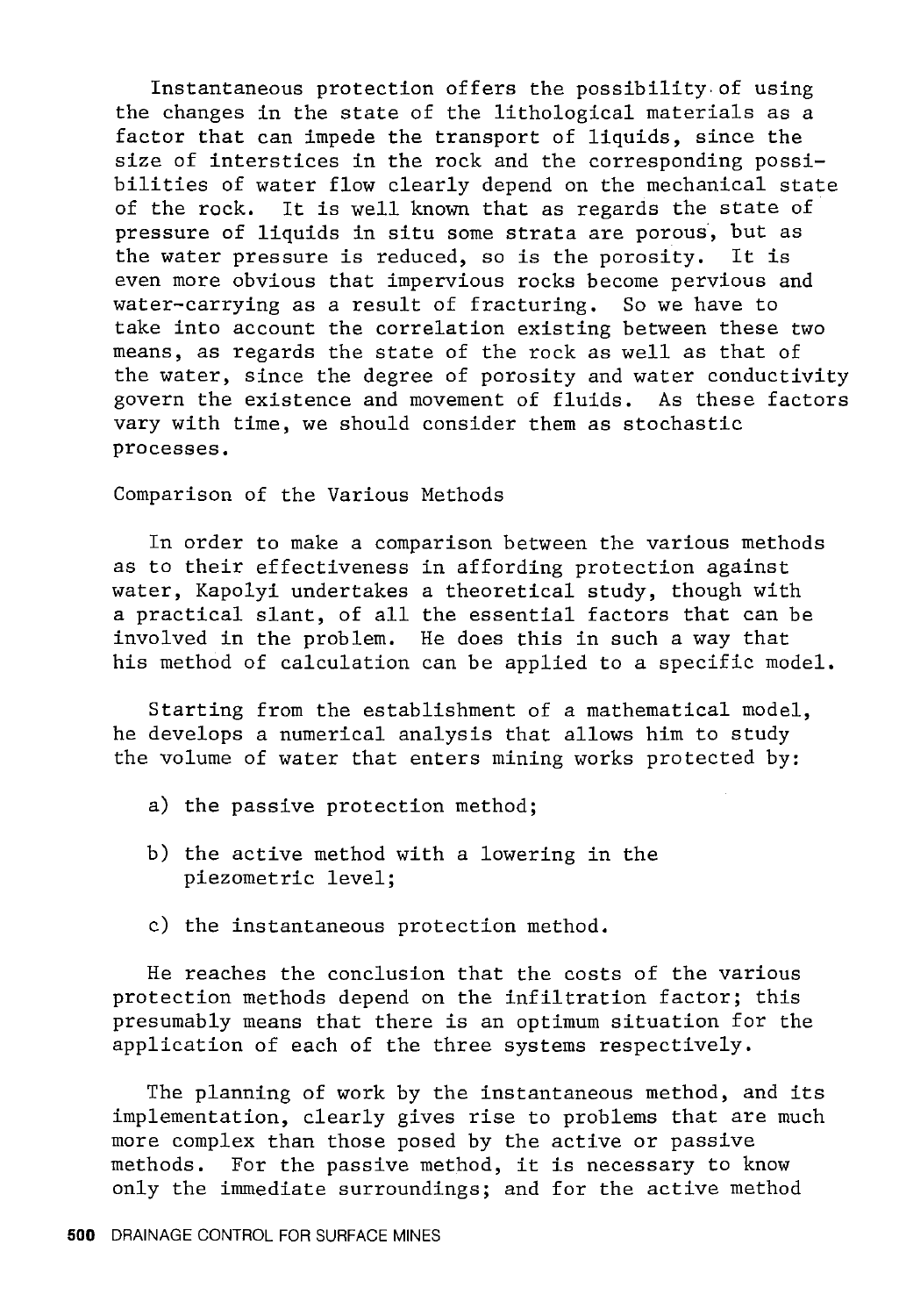Instantaneous protection offers the possibility of using the changes in the state of the lithological materials as a factor that can impede the transport of liquids, since the size of interstices in the rock and the corresponding possibilities of water flow clearly depend on the mechanical state of the rock. It is well known that as regards the state of pressure of liquids in situ some strata are porous, but as the water pressure is reduced, so is the porosity. It is even more obvious that impervious rocks become pervious and water-carrying as a result of fracturing. So we have to take into account the correlation existing between these two means, as regards the state of the rock as well as that of the water, since the degree of porosity and water conductivity govern the existence and movement of fluids. As these factors vary with time, we should consider them as stochastic processes.

## Comparison of the Various Methods

In order to make a comparison between the various methods as to their effectiveness in affording protection against water, Kapolyi undertakes a theoretical study, though with a practical slant, of all the essential factors that can be involved in the problem. He does this in such a way that his method of calculation can be applied to a specific model.

Starting from the establishment of a mathematical model, he develops a numerical analysis that allows him to study the volume of water that enters mining works protected by:

a) the passive protection method;

b) the active method with a lowering in the piezometric level;

c) the instantaneous protection method.

He reaches the conclusion that the costs of the various protection methods depend on the infiltration factor; this presumably means that there is an optimum situation for the application of each of the three systems respectively.

The planning of work by the instantaneous method, and its implementation, clearly gives rise to problems that are much more complex than those posed by the active or passive methods. For the passive method, it is necessary to know only the immediate surroundings; and for the active method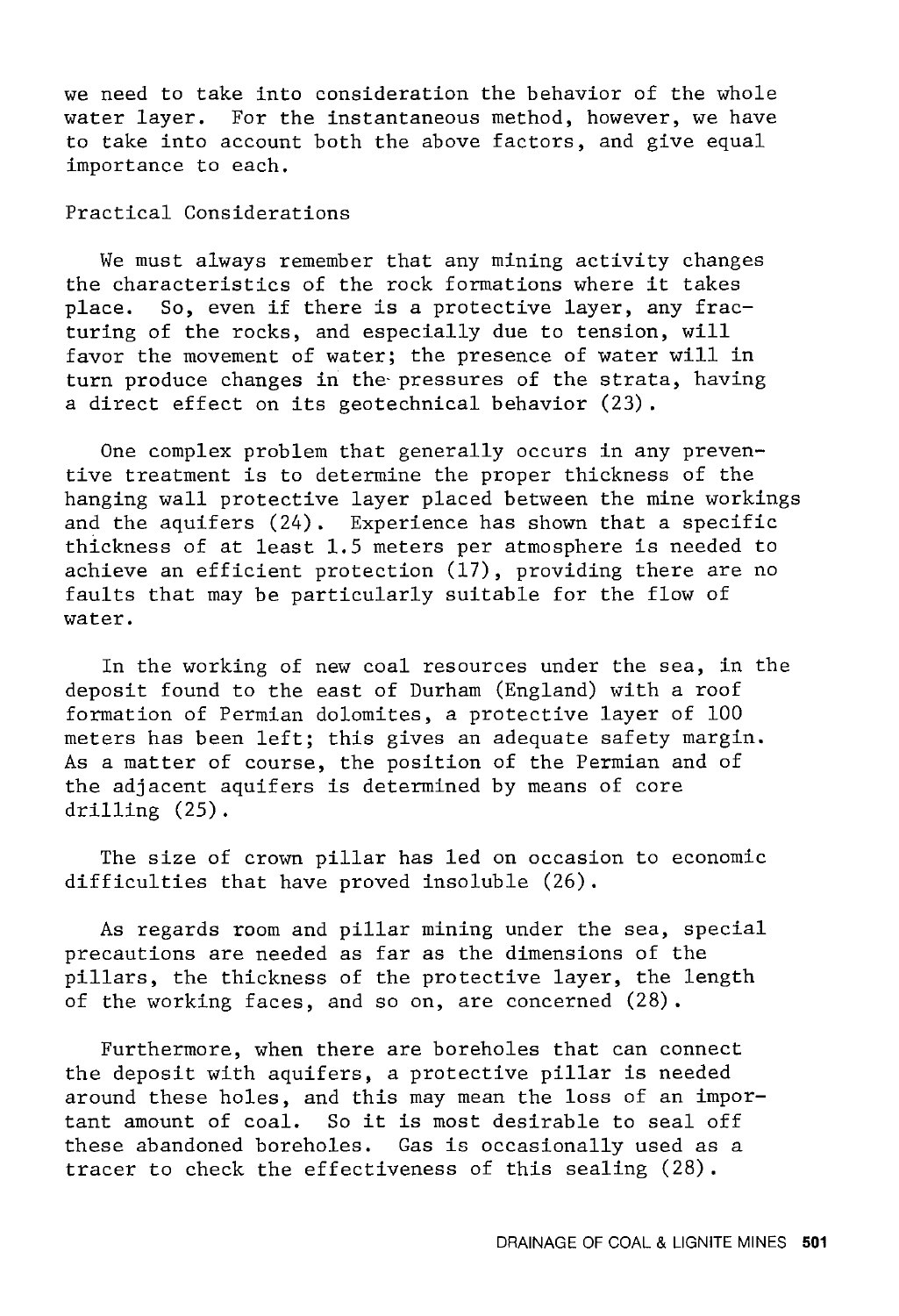we need to take into consideration the behavior of the whole water layer. For the instantaneous method, however, we have to take into account both the above factors, and give equal importance to each.

## Practical Considerations

We must always remember that any mining activity changes the characteristics of the rock formations where it takes place. So, even if there is a protective layer, any fracturing of the rocks, and especially due to tension, will favor the movement of water; the presence of water will in turn produce changes in the pressures of the strata, having a direct effect on its geotechnical behavior (23).

One complex problem that generally occurs in any preventive treatment is to determine the proper thickness of the hanging wall protective layer placed between the mine workings and the aquifers (24). Experience has shown that a specific thickness of at least 1.5 meters per atmosphere is needed to achieve an efficient protection (17), providing there are no faults that may be particularly suitable for the flow of water.

In the working of new coal resources under the sea, in the deposit found to the east of Durham (England) with a roof formation of Permian dolomites, a protective layer of 100 meters has been left; this gives an adequate safety margin. As a matter of course, the position of the Permian and of the adjacent aquifers is determined by means of core drilling (25).

The size of crown pillar has led on occasion to economic difficulties that have proved insoluble (26).

As regards room and pillar mining under the sea, special precautions are needed as far as the dimensions of the pillars, the thickness of the protective layer, the length of the working faces, and so on, are concerned (28).

Furthermore, when there are boreholes that can connect the deposit with aquifers, a protective pillar is needed around these holes, and this may mean the loss of an important amount of coal. So it is most desirable to seal off these abandoned boreholes. Gas is occasionally used as a tracer to check the effectiveness of this sealing (28).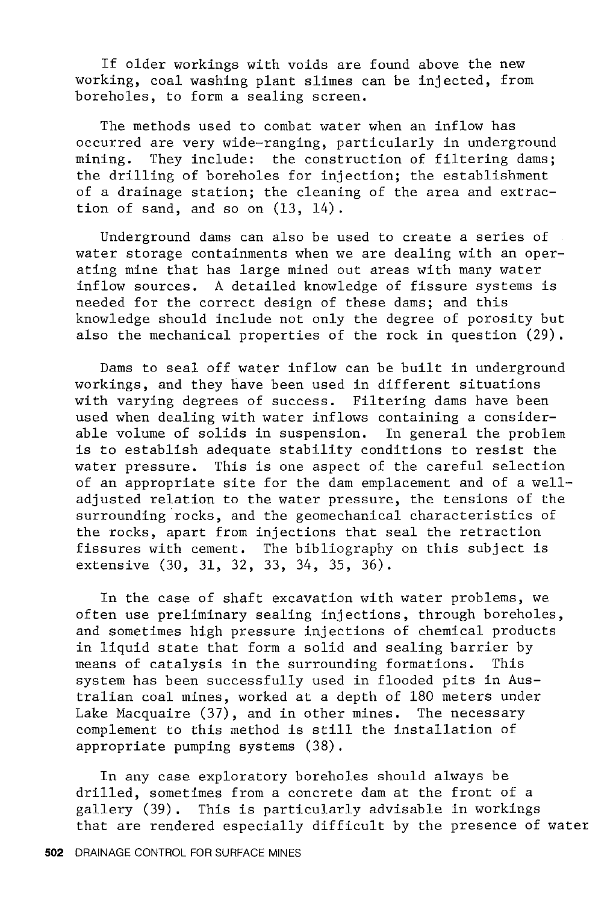If older workings with voids are found above the new working, coal washing plant slimes can be injected, from boreholes, to form a sealing screen.

The methods used to combat water when an inflow has occurred are very wide-ranging, particularly in underground mining. They include: the construction of filtering dams; the drilling of boreholes for injection; the establishment of a drainage station; the cleaning of the area and extraction of sand, and so on (13, 14).

Underground dams can also be used to create a series of water storage containments when we are dealing with an operating mine that has large mined out areas with many water inflow sources. A detailed knowledge of fissure systems is needed for the correct design of these dams; and this knowledge should include not only the degree of porosity but also the mechanical properties of the rock in question (29).

Dams to seal off water inflow can be built in underground workings, and they have been used in different situations with varying degrees of success. Filtering dams have been used when dealing with water inflows containing a considerable volume of solids in suspension. In general the problem is to establish adequate stability conditions to resist the water pressure. This is one aspect of the careful selection of an appropriate site for the dam emplacement and of a well-adjusted relation to the water pressure, the tensions of the surrounding rocks, and the geomechanical characteristics of the rocks, apart from injections that seal the retraction fissures with cement. The bibliography on this subject is extensive (30, 31, 32, 33, 34, 35, 36).

In the case of shaft excavation with water problems, we often use preliminary sealing injections, through boreholes, and sometimes high pressure injections of chemical products in liquid state that form a solid and sealing barrier by means of catalysis in the surrounding formations. This system has been successfully used in flooded pits in Australian coal mines, worked at a depth of 180 meters under Lake Macquaire (37), and in other mines. The necessary complement to this method is still the installation of appropriate pumping systems (38).

In any case exploratory boreholes should always be drilled, sometimes from a concrete dam at the front of a gallery (39). This is particularly advisable in workings that are rendered especially difficult by the presence of water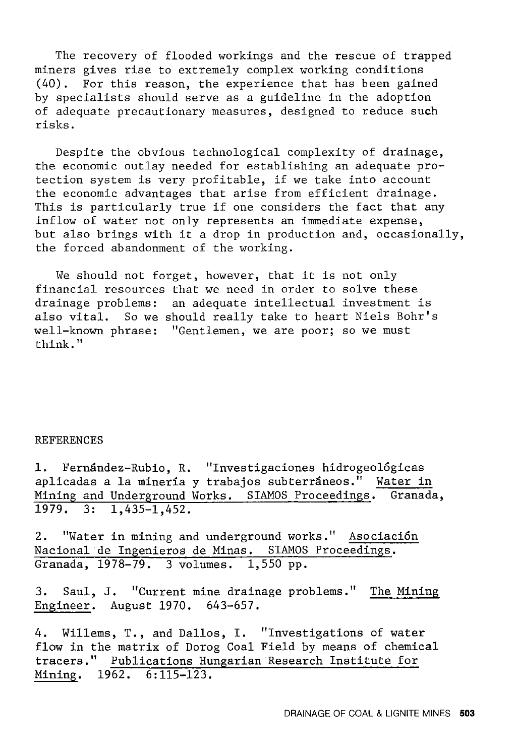The recovery of flooded workings and the rescue of trapped miners gives rise to extremely complex working conditions (40). For this reason, the experience that has been gained by specialists should serve as a guideline in the adoption of adequate precautionary measures, designed to reduce such risks.

Despite the obvious technological complexity of drainage, the economic outlay needed for establishing an adequate protection system is very profitable, if we take into account the economic advantages that arise from efficient drainage. This is particularly true if one considers the fact that any inflow of water not only represents an immediate expense, but also brings with it a drop in production and, occasionally, the forced abandonment of the working.

We should not forget, however, that it is not only financial resources that we need in order to solve these drainage problems: an adequate intellectual investment is also vital. So we should really take to heart Niels Bohr's well-known phrase: "Gentlemen, we are poor; so we must think."

## REFERENCES

1. Fernández-Rubio, R. "Investigaciones hidrogeológicas aplicadas a la minería y trabajos subterráneos." Water in Mining and Underground Works. SIAMOS Proceedings. Granada, 1979. 3: 1,435-1,452.

2. "Water in mining and underground works." Asociación Nacional de Ingenieros de Minas. SIAMOS Proceedings. Granada, 1978-79. 3 volumes. 1,550 pp.

3. Saul, J. "Current mine drainage problems." The Mining Engineer. August 1970. 643-657.

4. Willems, T., and Dallos, I. "Investigations of water flow in the matrix of Dorog Coal Field by means of chemical tracers." Publications Hungarian Research Institute for Mining. 1962. 6:115-123.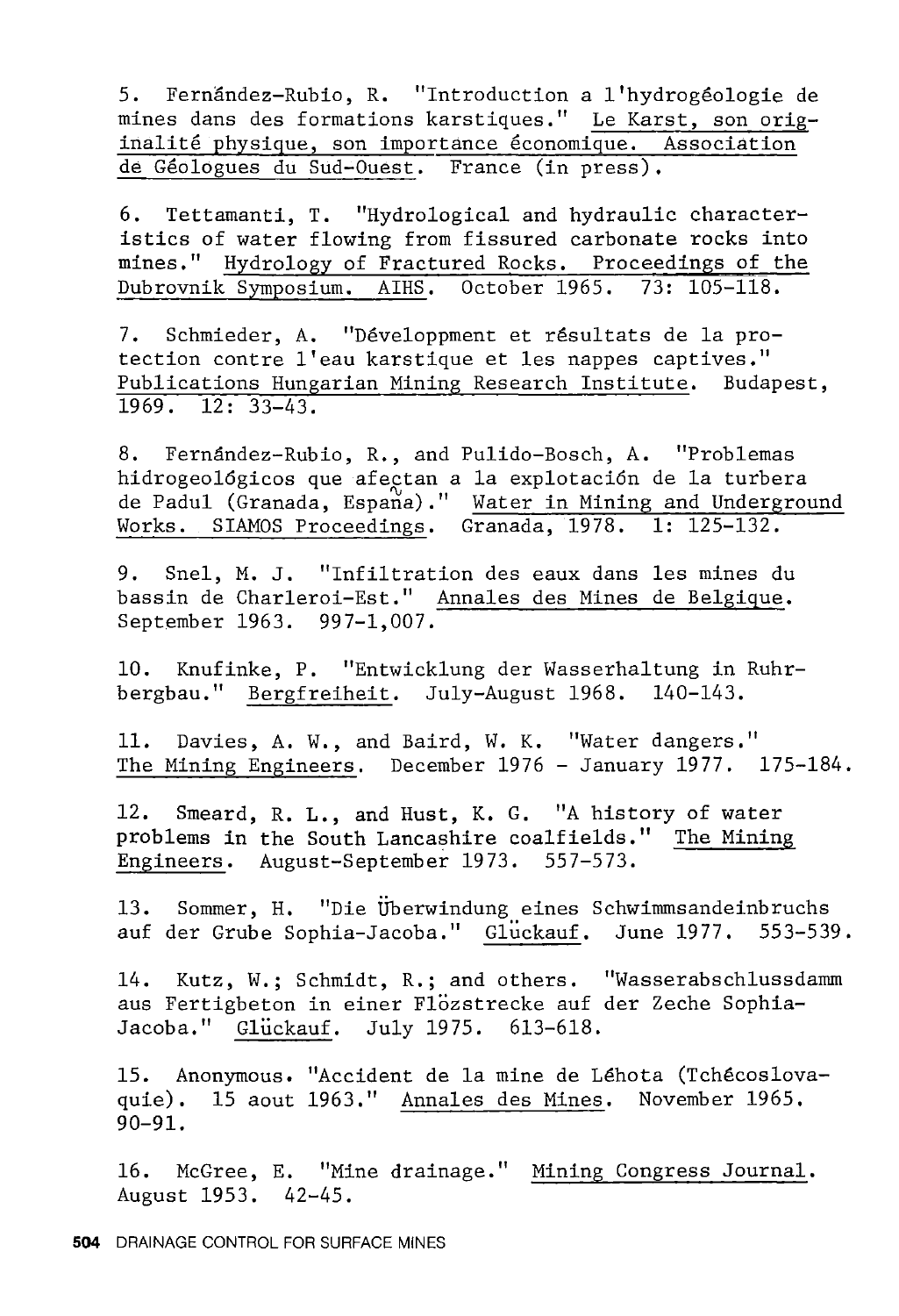5. Fernández-Rubio, R. "Introduction a l'hydrogéologie de mines dans des formations karstiques." Le Karst, son originalité physique, son importance économique. Association de Géologues du Sud-Ouest. France (in press).

6. Tettamanti, T. "Hydrological and hydraulic characteristics of water flowing from fissured carbonate rocks into mines." Hydrology of Fractured Rocks. Proceedings of the Dubrovnik Symposium. AIHS. October 1965. 73: 105-118.

7. Schmieder, A. "Développment et résultats de la protection contre l'eau karstique et les nappes captives." Publications Hungarian Mining Research Institute. Budapest, 1969. 12: 33-43.

8. Fernández-Rubio, R., and Pulido-Bosch, A. "Problemas hidrogeológicos que afectan a la explotación de la turbera de Padul (Granada, España)." Water in Mining and Underground Works. SIAMOS Proceedings. Granada, 1978. 1: 125-132.

9. Snel, M. J. "Infiltration des eaux dans les mines du bassin de Charleroi-Est." Annales des Mines de Belgique. September 1963. 997-1,007.

10. Knufinke, P. "Entwicklung der Wasserhaltung in Ruhrbergbau." Bergfreiheit. July-August 1968. 140-143.

11. Davies, A. W., and Baird, W. K. "Water dangers." The Mining Engineers. December 1976 - January 1977. 175-184.

12. Smeard, R. L., and Hust, K. G. "A history of water problems in the South Lancashire coalfields." The Mining Engineers. August-September 1973. 557-573.

13. Sommer, H. "Die Überwindung eines Schwimmsandeinbruchs auf der Grube Sophia-Jacoba." Glückauf. June 1977. 553-539.

14. Kutz, W.; Schmidt, R.; and others. "Wasserabschlussdamm aus Fertigbeton in einer Flözstrecke auf der Zeche Sophia-Jacoba." Glückauf. July 1975. 613-618.

15. Anonymous. "Accident de la mine de Léhota (Tchécoslovaquie). 15 aout 1963." Annales des Mines. November 1965. 90-91.

16. McGree, E. "Mine drainage." Mining Congress Journal. August 1953. 42-45.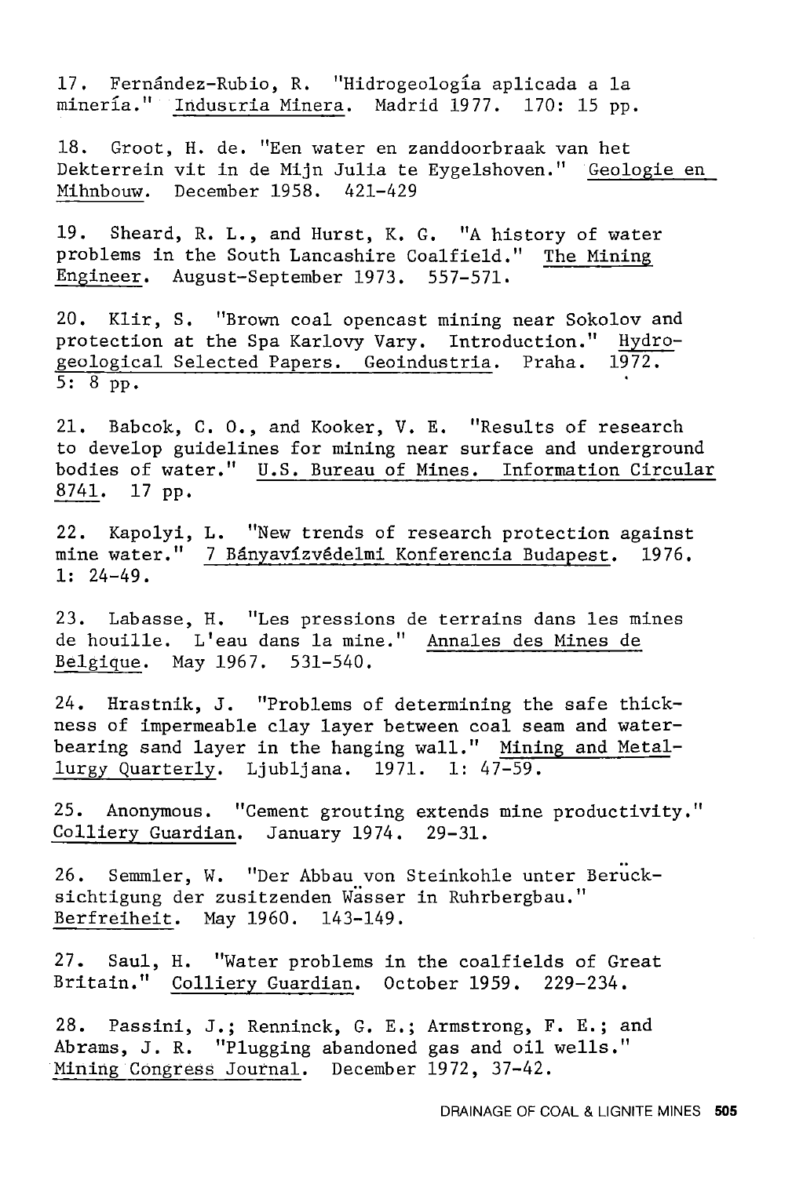17. Fernández-Rubio, R. "Hidrogeología aplicada a la minería." Industria Minera. Madrid 1977. 170: 15 pp.

18. Groot, H. de. "Een water en zanddoorbraak van het Dekterrein vit in de Mijn Julia te Eygelshoven." Geologie en Mihnbouw. December 1958. 421-429

19. Sheard, R. L., and Hurst, K. G. "A history of water problems in the South Lancashire Coalfield." The Mining Engineer. August-September 1973. 557-571.

20. Klir, S. "Brown coal opencast mining near Sokolov and protection at the Spa Karlovy Vary. Introduction." Hydrogeological Selected Papers. Geoindustria. Praha. 1972. 5: 8 pp.

21. Babcok, C. O., and Kooker, V. E. "Results of research to develop guidelines for mining near surface and underground bodies of water." U.S. Bureau of Mines. Information Circular 8741. 17 pp.

22. Kapolyi, L. "New trends of research protection against mine water." 7 Bányavízvédelmi Konferencia Budapest. 1976. 1: 24-49.

23. Labasse, H. "Les pressions de terrains dans les mines de houille. L'eau dans la mine." Annales des Mines de Belgique. May 1967. 531-540.

24. Hrastnik, J. "Problems of determining the safe thickness of impermeable clay layer between coal seam and water-bearing sand layer in the hanging wall." Mining and Metallurgy Quarterly. Ljubljana. 1971. 1: 47-59.

25. Anonymous. "Cement grouting extends mine productivity." Colliery Guardian. January 1974. 29-31.

26. Semmler, W. "Der Abbau von Steinkohle unter Berücksichtigung der zusitzenden Wässer in Ruhrbergbau." Berfreiheit. May 1960. 143-149.

27. Saul, H. "Water problems in the coalfields of Great Britain." Colliery Guardian. October 1959. 229-234.

28. Passini, J.; Renninck, G. E.; Armstrong, F. E.; and Abrams, J. R. "Plugging abandoned gas and oil wells." Mining Congress Journal. December 1972, 37-42.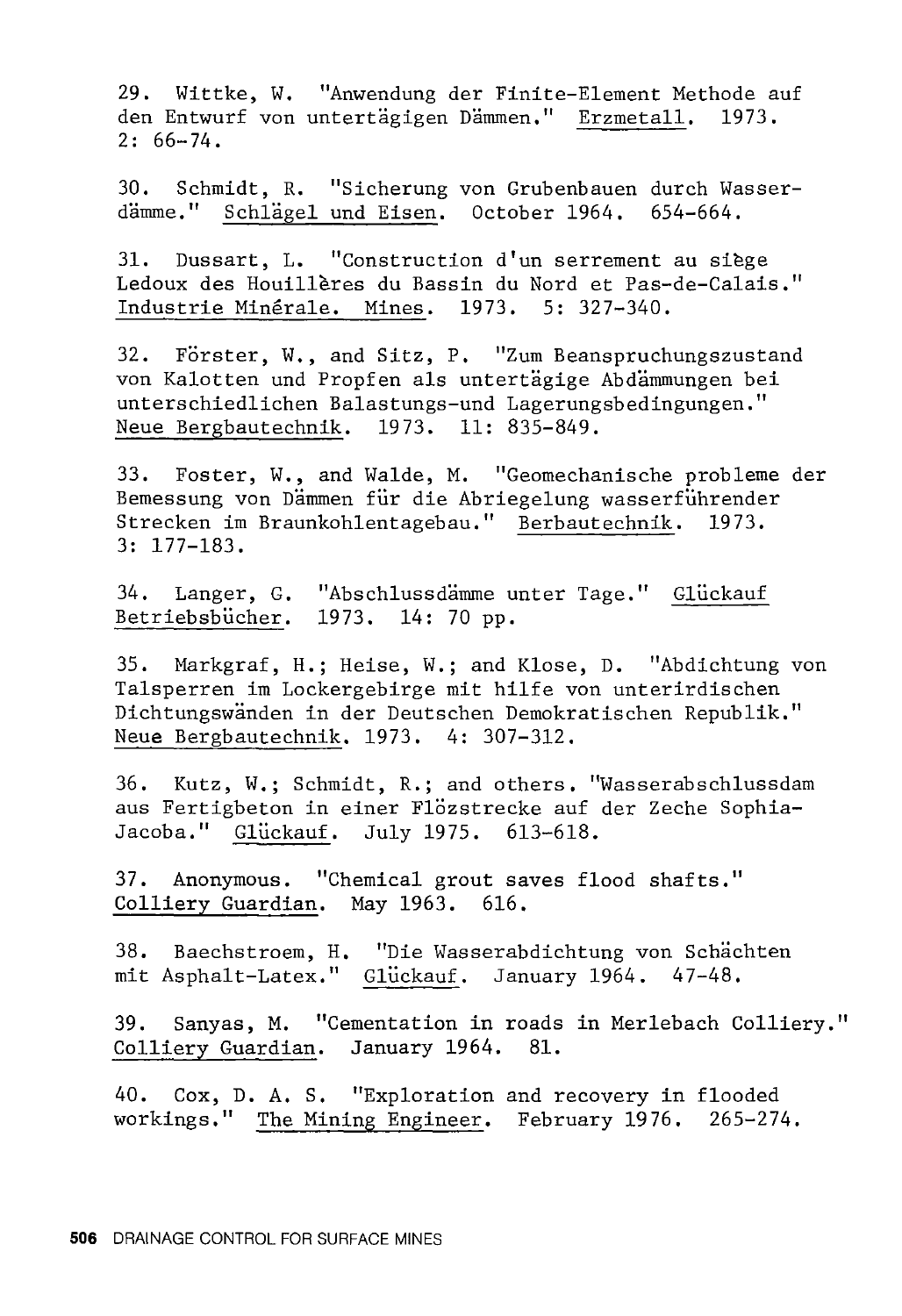29. Wittke, W. "Anwendung der Finite-Element Methode auf den Entwurf von untertägigen Dämmen." Erzmetall. 1973. 2: 66-74.

30. Schmidt, R. "Sicherung von Grubenbauen durch Wasserdämme." Schlägel und Eisen. October 1964. 654-664.

31. Dussart, L. "Construction d'un serrement au siège Ledoux des Houillères du Bassin du Nord et Pas-de-Calais." Industrie Minérale. Mines. 1973. 5: 327-340.

32. Förster, W., and Sitz, P. "Zum Beanspruchungszustand von Kalotten und Propfen als untertägige Abdämmungen bei unterschiedlichen Balastungs-und Lagerungsbedingungen." Neue Bergbautechnik. 1973. 11: 835-849.

33. Foster, W., and Walde, M. "Geomechanische probleme der Bemessung von Dämmen für die Abriegelung wasserführender Strecken im Braunkohlentagebau." Berbautechnik. 1973. 3: 177-183.

34. Langer, G. "Abschlussdämme unter Tage." Glückauf Betriebsbücher. 1973. 14: 70 pp.

35. Markgraf, H.; Heise, W.; and Klose, D. "Abdichtung von Talsperren im Lockergebirge mit hilfe von unterirdischen Dichtungswänden in der Deutschen Demokratischen Republik." Neue Bergbautechnik. 1973. 4: 307-312.

36. Kutz, W.; Schmidt, R.; and others. "Wasserabschlussdam aus Fertigbeton in einer Flözstrecke auf der Zeche Sophia-Jacoba." Glückauf. July 1975. 613-618.

37. Anonymous. "Chemical grout saves flood shafts." Colliery Guardian. May 1963. 616.

38. Baechstroem, H. "Die Wasserabdichtung von Schächten mit Asphalt-Latex." Glückauf. January 1964. 47-48.

39. Sanyas, M. "Cementation in roads in Merlebach Colliery." Colliery Guardian. January 1964. 81.

40. Cox, D. A. S. "Exploration and recovery in flooded workings." The Mining Engineer. February 1976. 265-274.